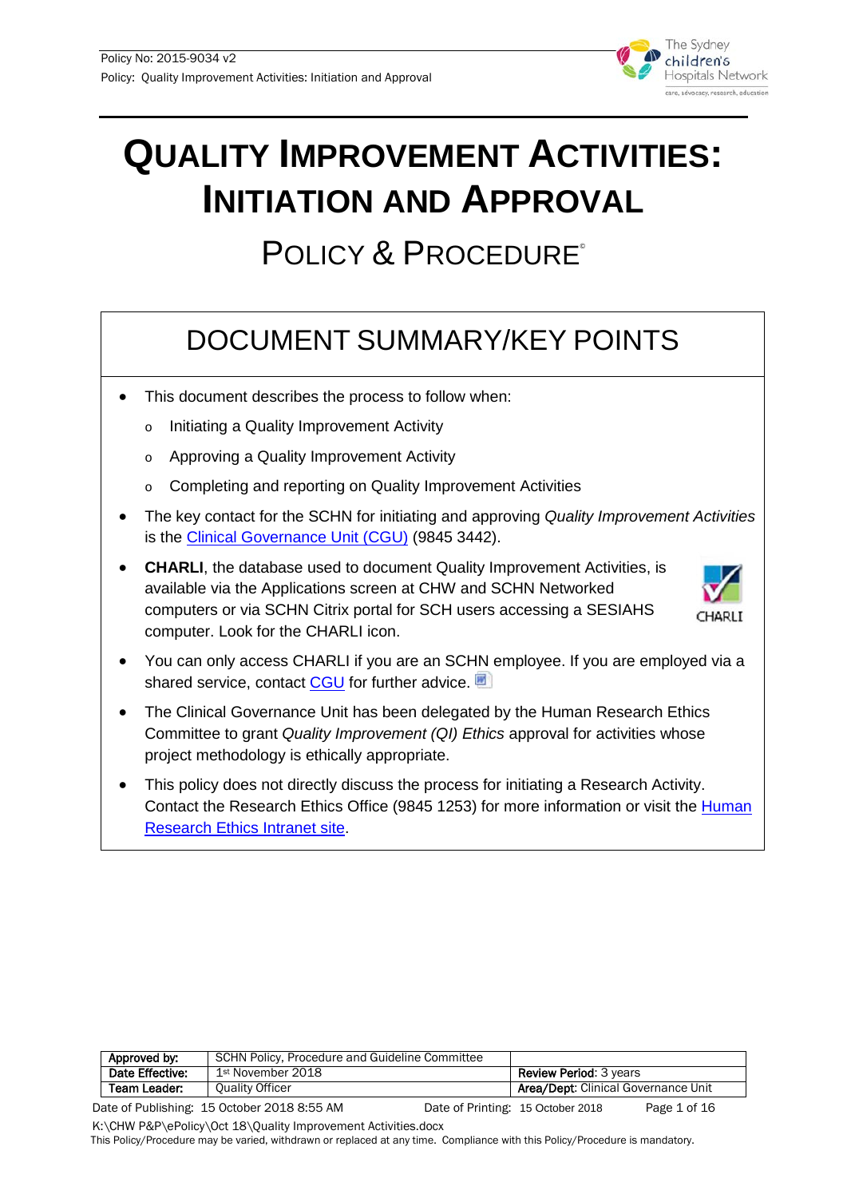# QUALITY IMPROVEMENT ACTIVITIES: INITIATION AND APPROVAL

## POLICY & PROCEDURE©

## DOCUMENT SUMMARY/KEY POINTS

- This document describes the process to follow when:
  - Initiating a Quality Improvement Activity
  - Approving a Quality Improvement Activity
  - Completing and reporting on Quality Improvement Activities
- The key contact for the SCHN for initiating and approving *Quality Improvement Activities* is the Clinical Governance Unit (CGU) (9845 3442).
- **CHARLI**, the database used to document Quality Improvement Activities, is available via the Applications screen at CHW and SCHN Networked computers or via SCHN Citrix portal for SCH users accessing a SESIAHS computer. Look for the CHARLI icon.
- You can only access CHARLI if you are an SCHN employee. If you are employed via a shared service, contact CGU for further advice.
- The Clinical Governance Unit has been delegated by the Human Research Ethics Committee to grant *Quality Improvement (QI) Ethics* approval for activities whose project methodology is ethically appropriate.
- This policy does not directly discuss the process for initiating a Research Activity. Contact the Research Ethics Office (9845 1253) for more information or visit the Human Research Ethics Intranet site.

| Approved by: | SCHN Policy, Procedure and Guideline Committee | |
|---|---|---|
| Date Effective: | 1st November 2018 | Review Period: 3 years |
| Team Leader: | Quality Officer | Area/Dept: Clinical Governance Unit |

Date of Publishing: 15 October 2018 8:55 AM Date of Printing: 15 October 2018

K:\CHW P&P\ePolicy\Oct 18\Quality Improvement Activities.docx

This Policy/Procedure may be varied, withdrawn or replaced at any time. Compliance with this Policy/Procedure is mandatory.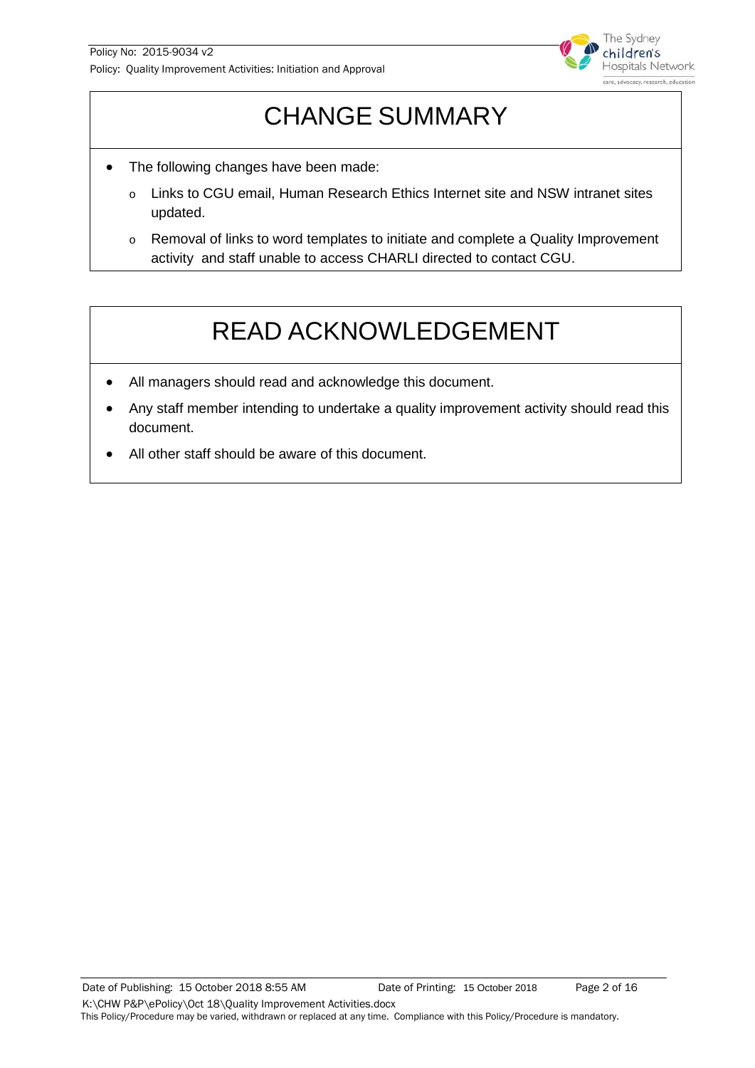# CHANGE SUMMARY

- The following changes have been made:
  - Links to CGU email, Human Research Ethics Internet site and NSW intranet sites updated.
  - Removal of links to word templates to initiate and complete a Quality Improvement activity and staff unable to access CHARLI directed to contact CGU.

# READ ACKNOWLEDGEMENT

- All managers should read and acknowledge this document.
- Any staff member intending to undertake a quality improvement activity should read this document.
- All other staff should be aware of this document.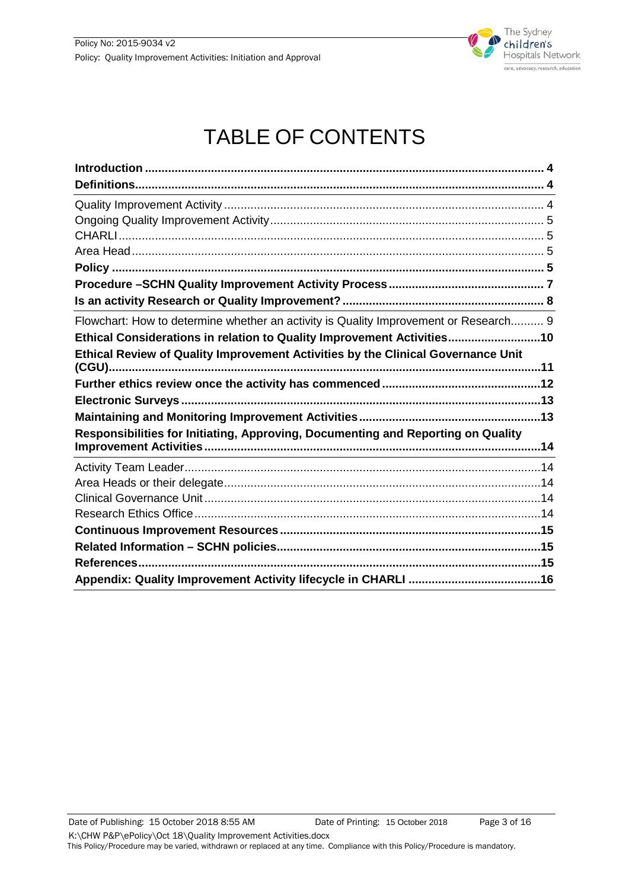# TABLE OF CONTENTS

**Introduction** .......... **4**
**Definitions** .......... **4**

Quality Improvement Activity .......... 4
Ongoing Quality Improvement Activity .......... 5
CHARLI .......... 5
Area Head .......... 5

**Policy** .......... **5**
**Procedure –SCHN Quality Improvement Activity Process** .......... **7**
**Is an activity Research or Quality Improvement?** .......... **8**

Flowchart: How to determine whether an activity is Quality Improvement or Research .......... 9

**Ethical Considerations in relation to Quality Improvement Activities** .......... **10**
**Ethical Review of Quality Improvement Activities by the Clinical Governance Unit (CGU)** .......... **11**
**Further ethics review once the activity has commenced** .......... **12**
**Electronic Surveys** .......... **13**
**Maintaining and Monitoring Improvement Activities** .......... **13**
**Responsibilities for Initiating, Approving, Documenting and Reporting on Quality Improvement Activities** .......... **14**

Activity Team Leader .......... 14
Area Heads or their delegate .......... 14
Clinical Governance Unit .......... 14
Research Ethics Office .......... 14

**Continuous Improvement Resources** .......... **15**
**Related Information – SCHN policies** .......... **15**
**References** .......... **15**
**Appendix: Quality Improvement Activity lifecycle in CHARLI** .......... **16**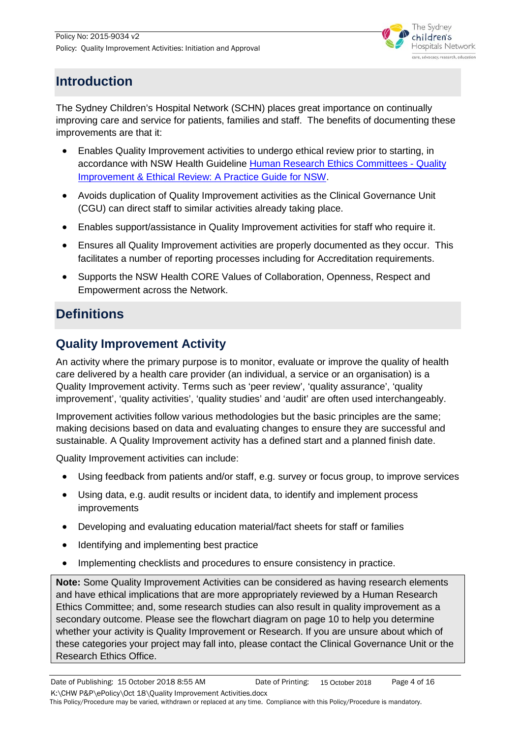## Introduction

The Sydney Children's Hospital Network (SCHN) places great importance on continually improving care and service for patients, families and staff. The benefits of documenting these improvements are that it:

- Enables Quality Improvement activities to undergo ethical review prior to starting, in accordance with NSW Health Guideline [Human Research Ethics Committees - Quality Improvement & Ethical Review: A Practice Guide for NSW](#).
- Avoids duplication of Quality Improvement activities as the Clinical Governance Unit (CGU) can direct staff to similar activities already taking place.
- Enables support/assistance in Quality Improvement activities for staff who require it.
- Ensures all Quality Improvement activities are properly documented as they occur. This facilitates a number of reporting processes including for Accreditation requirements.
- Supports the NSW Health CORE Values of Collaboration, Openness, Respect and Empowerment across the Network.

## Definitions

### Quality Improvement Activity

An activity where the primary purpose is to monitor, evaluate or improve the quality of health care delivered by a health care provider (an individual, a service or an organisation) is a Quality Improvement activity. Terms such as 'peer review', 'quality assurance', 'quality improvement', 'quality activities', 'quality studies' and 'audit' are often used interchangeably.

Improvement activities follow various methodologies but the basic principles are the same; making decisions based on data and evaluating changes to ensure they are successful and sustainable. A Quality Improvement activity has a defined start and a planned finish date.

Quality Improvement activities can include:

- Using feedback from patients and/or staff, e.g. survey or focus group, to improve services
- Using data, e.g. audit results or incident data, to identify and implement process improvements
- Developing and evaluating education material/fact sheets for staff or families
- Identifying and implementing best practice
- Implementing checklists and procedures to ensure consistency in practice.

> **Note:** Some Quality Improvement Activities can be considered as having research elements and have ethical implications that are more appropriately reviewed by a Human Research Ethics Committee; and, some research studies can also result in quality improvement as a secondary outcome. Please see the flowchart diagram on page 10 to help you determine whether your activity is Quality Improvement or Research. If you are unsure about which of these categories your project may fall into, please contact the Clinical Governance Unit or the Research Ethics Office.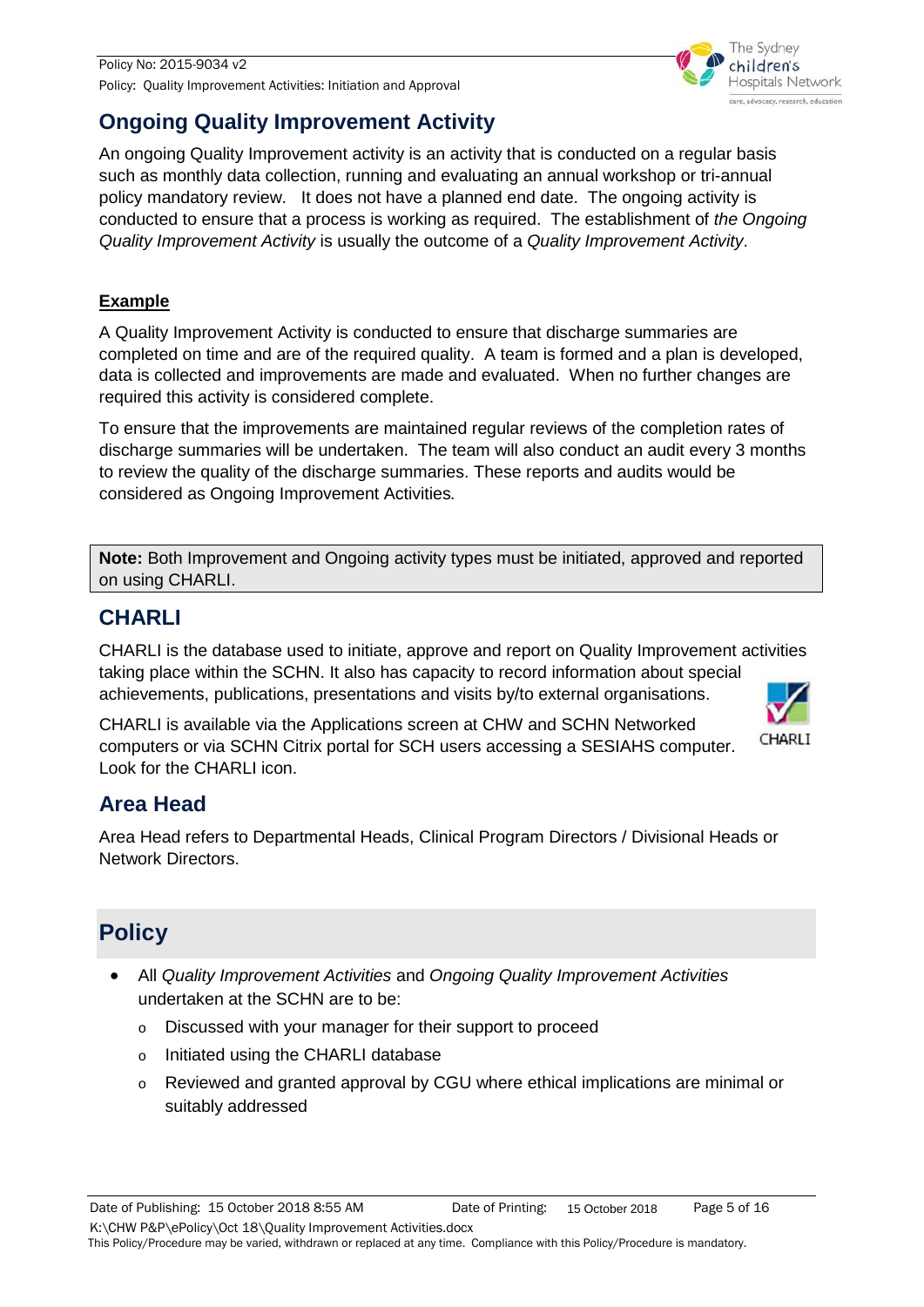## Ongoing Quality Improvement Activity

An ongoing Quality Improvement activity is an activity that is conducted on a regular basis such as monthly data collection, running and evaluating an annual workshop or tri-annual policy mandatory review. It does not have a planned end date. The ongoing activity is conducted to ensure that a process is working as required. The establishment of *the Ongoing Quality Improvement Activity* is usually the outcome of a *Quality Improvement Activity*.

**Example**

A Quality Improvement Activity is conducted to ensure that discharge summaries are completed on time and are of the required quality. A team is formed and a plan is developed, data is collected and improvements are made and evaluated. When no further changes are required this activity is considered complete.

To ensure that the improvements are maintained regular reviews of the completion rates of discharge summaries will be undertaken. The team will also conduct an audit every 3 months to review the quality of the discharge summaries. These reports and audits would be considered as Ongoing Improvement Activities*.*

> **Note:** Both Improvement and Ongoing activity types must be initiated, approved and reported on using CHARLI.

## CHARLI

CHARLI is the database used to initiate, approve and report on Quality Improvement activities taking place within the SCHN. It also has capacity to record information about special achievements, publications, presentations and visits by/to external organisations.

CHARLI is available via the Applications screen at CHW and SCHN Networked computers or via SCHN Citrix portal for SCH users accessing a SESIAHS computer. Look for the CHARLI icon.

## Area Head

Area Head refers to Departmental Heads, Clinical Program Directors / Divisional Heads or Network Directors.

# Policy

- All *Quality Improvement Activities* and *Ongoing Quality Improvement Activities* undertaken at the SCHN are to be:
  - Discussed with your manager for their support to proceed
  - Initiated using the CHARLI database
  - Reviewed and granted approval by CGU where ethical implications are minimal or suitably addressed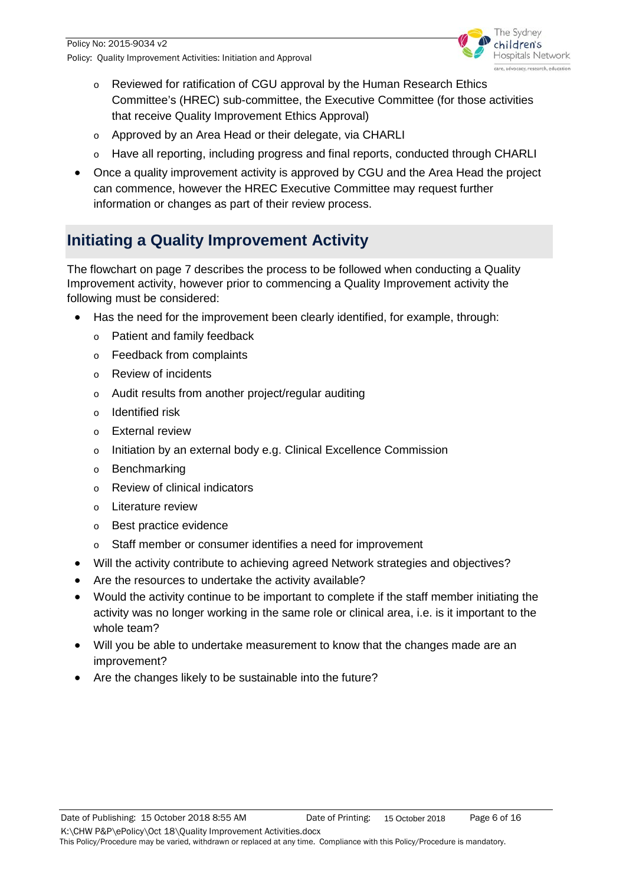- Reviewed for ratification of CGU approval by the Human Research Ethics Committee's (HREC) sub-committee, the Executive Committee (for those activities that receive Quality Improvement Ethics Approval)
  - Approved by an Area Head or their delegate, via CHARLI
  - Have all reporting, including progress and final reports, conducted through CHARLI
- Once a quality improvement activity is approved by CGU and the Area Head the project can commence, however the HREC Executive Committee may request further information or changes as part of their review process.

## Initiating a Quality Improvement Activity

The flowchart on page 7 describes the process to be followed when conducting a Quality Improvement activity, however prior to commencing a Quality Improvement activity the following must be considered:

- Has the need for the improvement been clearly identified, for example, through:
  - Patient and family feedback
  - Feedback from complaints
  - Review of incidents
  - Audit results from another project/regular auditing
  - Identified risk
  - External review
  - Initiation by an external body e.g. Clinical Excellence Commission
  - Benchmarking
  - Review of clinical indicators
  - Literature review
  - Best practice evidence
  - Staff member or consumer identifies a need for improvement
- Will the activity contribute to achieving agreed Network strategies and objectives?
- Are the resources to undertake the activity available?
- Would the activity continue to be important to complete if the staff member initiating the activity was no longer working in the same role or clinical area, i.e. is it important to the whole team?
- Will you be able to undertake measurement to know that the changes made are an improvement?
- Are the changes likely to be sustainable into the future?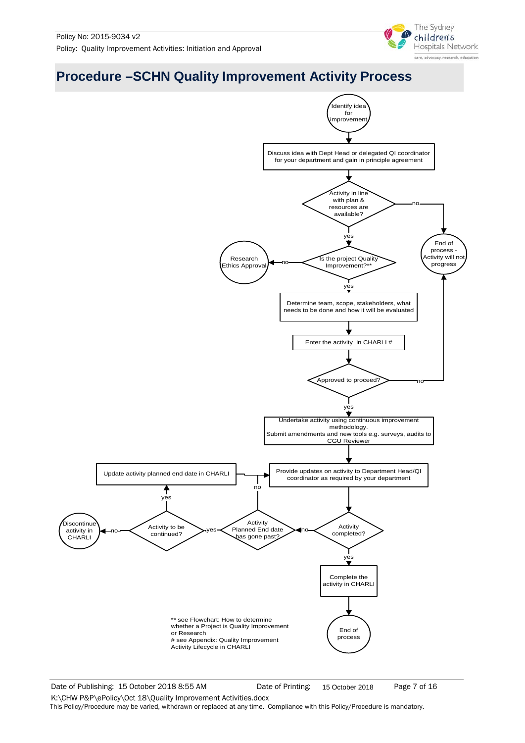## Procedure –SCHN Quality Improvement Activity Process

Identify idea for improvement

Discuss idea with Dept Head or delegated QI coordinator for your department and gain in principle agreement

Activity in line with plan & resources are available?

no

End of process - Activity will not progress

yes

Is the project Quality Improvement?**

no

Research Ethics Approval

yes

Determine team, scope, stakeholders, what needs to be done and how it will be evaluated

Enter the activity in CHARLI #

Approved to proceed?

no

yes

Undertake activity using continuous improvement methodology.
Submit amendments and new tools e.g. surveys, audits to CGU Reviewer

Provide updates on activity to Department Head/QI coordinator as required by your department

Update activity planned end date in CHARLI

Activity completed?

no

Activity Planned End date has gone past?

no

yes

Activity to be continued?

yes

no

Discontinue activity in CHARLI

yes

Complete the activity in CHARLI

End of process

** see Flowchart: How to determine whether a Project is Quality Improvement or Research
# see Appendix: Quality Improvement Activity Lifecycle in CHARLI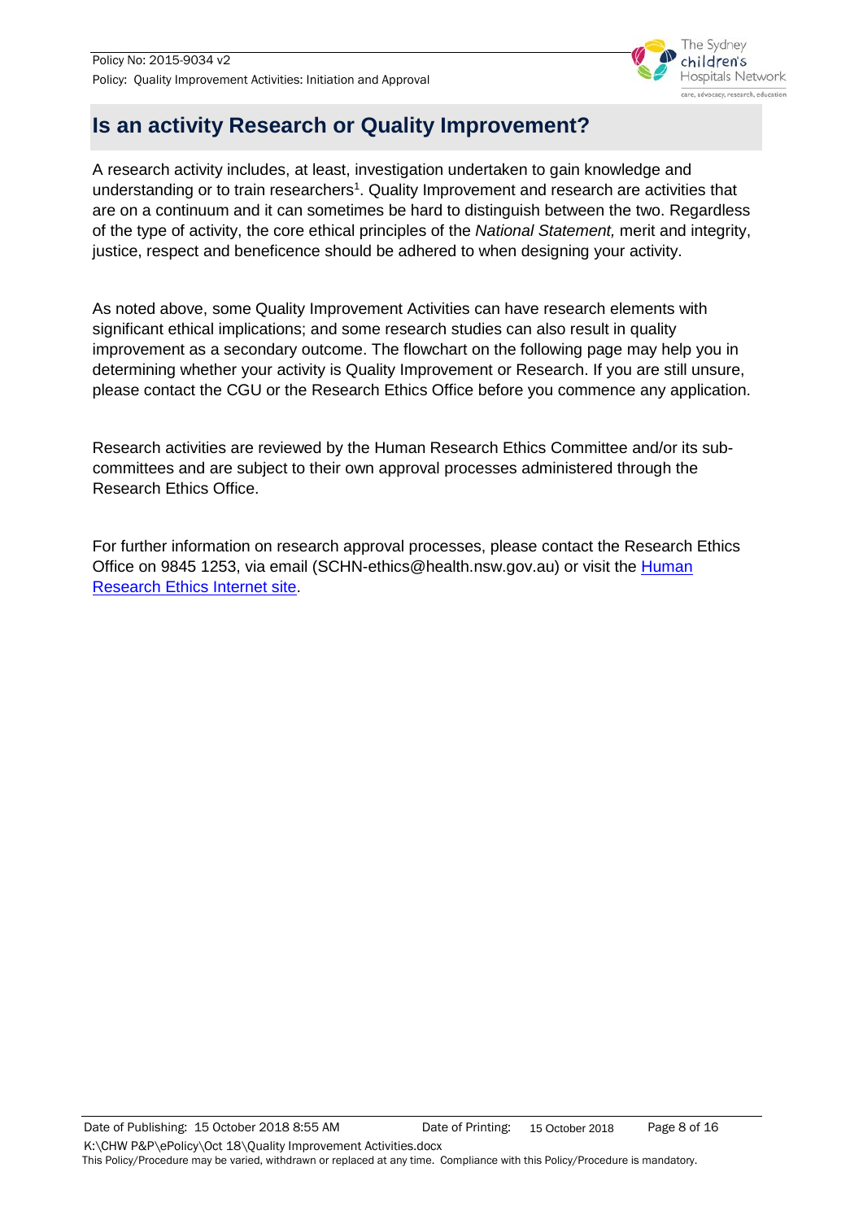## Is an activity Research or Quality Improvement?

A research activity includes, at least, investigation undertaken to gain knowledge and understanding or to train researchers[1]. Quality Improvement and research are activities that are on a continuum and it can sometimes be hard to distinguish between the two. Regardless of the type of activity, the core ethical principles of the *National Statement,* merit and integrity, justice, respect and beneficence should be adhered to when designing your activity.

As noted above, some Quality Improvement Activities can have research elements with significant ethical implications; and some research studies can also result in quality improvement as a secondary outcome. The flowchart on the following page may help you in determining whether your activity is Quality Improvement or Research. If you are still unsure, please contact the CGU or the Research Ethics Office before you commence any application.

Research activities are reviewed by the Human Research Ethics Committee and/or its sub-committees and are subject to their own approval processes administered through the Research Ethics Office.

For further information on research approval processes, please contact the Research Ethics Office on 9845 1253, via email (SCHN-ethics@health.nsw.gov.au) or visit the [Human Research Ethics Internet site](#).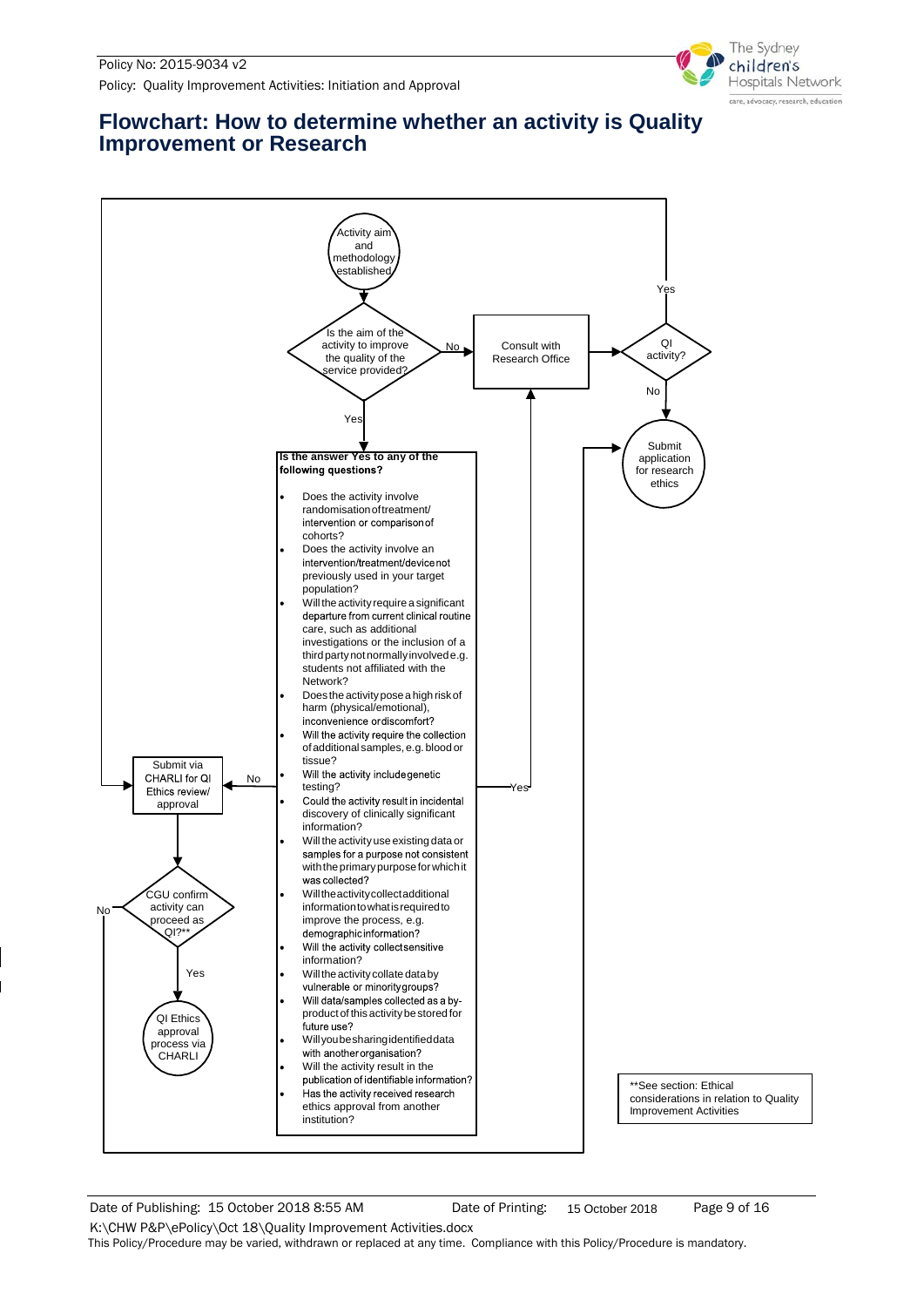# Flowchart: How to determine whether an activity is Quality Improvement or Research

Activity aim and methodology established

Is the aim of the activity to improve the quality of the service provided?

No → Consult with Research Office

QI activity?

Yes

No

Submit application for research ethics

Yes

**Is the answer Yes to any of the following questions?**

- Does the activity involve randomisation of treatment/ intervention or comparison of cohorts?
- Does the activity involve an intervention/treatment/device not previously used in your target population?
- Will the activity require a significant departure from current clinical routine care, such as additional investigations or the inclusion of a third party not normally involved e.g. students not affiliated with the Network?
- Does the activity pose a high risk of harm (physical/emotional), inconvenience or discomfort?
- Will the activity require the collection of additional samples, e.g. blood or tissue?
- Will the activity include genetic testing?
- Could the activity result in incidental discovery of clinically significant information?
- Will the activity use existing data or samples for a purpose not consistent with the primary purpose for which it was collected?
- Will the activity collect additional information to what is required to improve the process, e.g. demographic information?
- Will the activity collect sensitive information?
- Will the activity collate data by vulnerable or minority groups?
- Will data/samples collected as a by-product of this activity be stored for future use?
- Will you be sharing identified data with another organisation?
- Will the activity result in the publication of identifiable information?
- Has the activity received research ethics approval from another institution?

Yes

No

Submit via CHARLI for QI Ethics review/ approval

CGU confirm activity can proceed as QI?**

No

Yes

QI Ethics approval process via CHARLI

**See section: Ethical considerations in relation to Quality Improvement Activities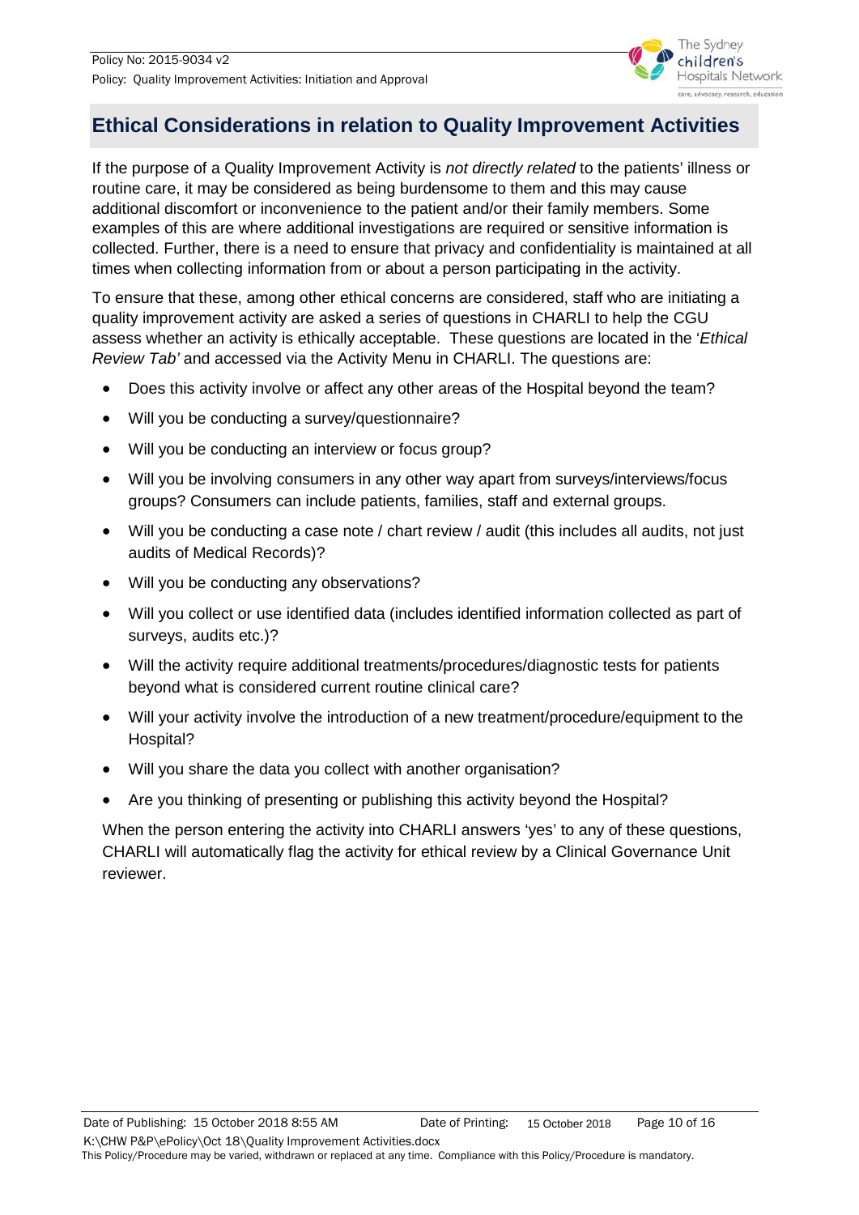## Ethical Considerations in relation to Quality Improvement Activities

If the purpose of a Quality Improvement Activity is *not directly related* to the patients' illness or routine care, it may be considered as being burdensome to them and this may cause additional discomfort or inconvenience to the patient and/or their family members. Some examples of this are where additional investigations are required or sensitive information is collected. Further, there is a need to ensure that privacy and confidentiality is maintained at all times when collecting information from or about a person participating in the activity.

To ensure that these, among other ethical concerns are considered, staff who are initiating a quality improvement activity are asked a series of questions in CHARLI to help the CGU assess whether an activity is ethically acceptable. These questions are located in the '*Ethical Review Tab'* and accessed via the Activity Menu in CHARLI. The questions are:

- Does this activity involve or affect any other areas of the Hospital beyond the team?
- Will you be conducting a survey/questionnaire?
- Will you be conducting an interview or focus group?
- Will you be involving consumers in any other way apart from surveys/interviews/focus groups? Consumers can include patients, families, staff and external groups.
- Will you be conducting a case note / chart review / audit (this includes all audits, not just audits of Medical Records)?
- Will you be conducting any observations?
- Will you collect or use identified data (includes identified information collected as part of surveys, audits etc.)?
- Will the activity require additional treatments/procedures/diagnostic tests for patients beyond what is considered current routine clinical care?
- Will your activity involve the introduction of a new treatment/procedure/equipment to the Hospital?
- Will you share the data you collect with another organisation?
- Are you thinking of presenting or publishing this activity beyond the Hospital?

When the person entering the activity into CHARLI answers 'yes' to any of these questions, CHARLI will automatically flag the activity for ethical review by a Clinical Governance Unit reviewer.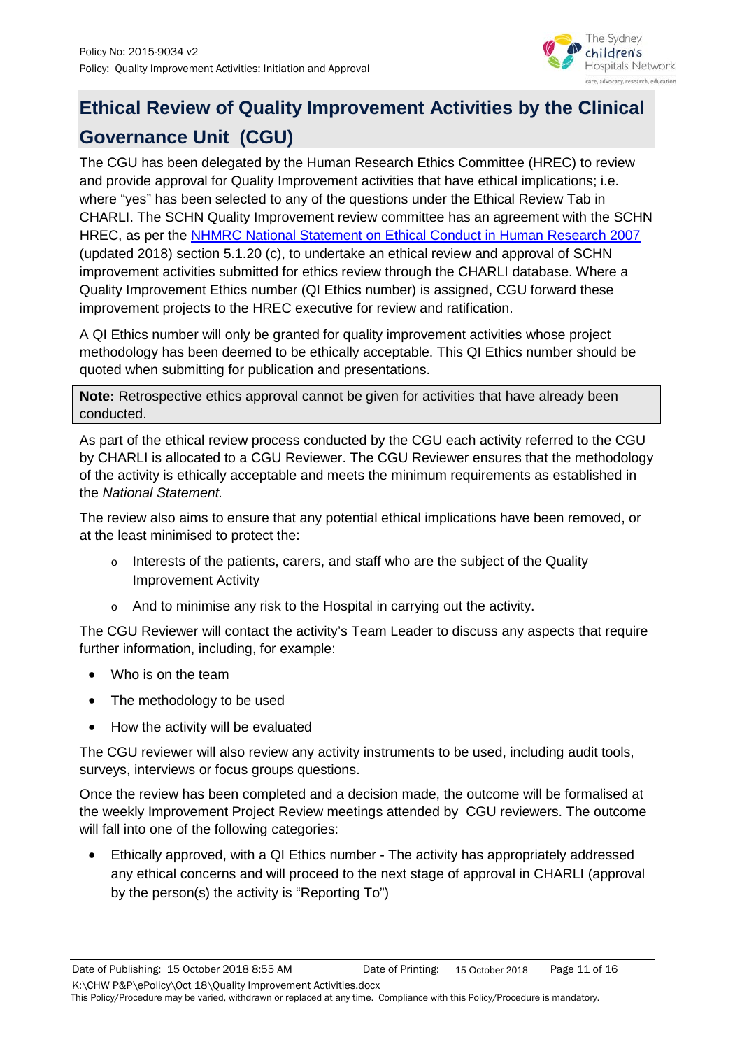## Ethical Review of Quality Improvement Activities by the Clinical Governance Unit (CGU)

The CGU has been delegated by the Human Research Ethics Committee (HREC) to review and provide approval for Quality Improvement activities that have ethical implications; i.e. where "yes" has been selected to any of the questions under the Ethical Review Tab in CHARLI. The SCHN Quality Improvement review committee has an agreement with the SCHN HREC, as per the [NHMRC National Statement on Ethical Conduct in Human Research 2007](NHMRC National Statement on Ethical Conduct in Human Research 2007) (updated 2018) section 5.1.20 (c), to undertake an ethical review and approval of SCHN improvement activities submitted for ethics review through the CHARLI database. Where a Quality Improvement Ethics number (QI Ethics number) is assigned, CGU forward these improvement projects to the HREC executive for review and ratification.

A QI Ethics number will only be granted for quality improvement activities whose project methodology has been deemed to be ethically acceptable. This QI Ethics number should be quoted when submitting for publication and presentations.

> **Note:** Retrospective ethics approval cannot be given for activities that have already been conducted.

As part of the ethical review process conducted by the CGU each activity referred to the CGU by CHARLI is allocated to a CGU Reviewer. The CGU Reviewer ensures that the methodology of the activity is ethically acceptable and meets the minimum requirements as established in the *National Statement.*

The review also aims to ensure that any potential ethical implications have been removed, or at the least minimised to protect the:

- Interests of the patients, carers, and staff who are the subject of the Quality Improvement Activity
- And to minimise any risk to the Hospital in carrying out the activity.

The CGU Reviewer will contact the activity's Team Leader to discuss any aspects that require further information, including, for example:

- Who is on the team
- The methodology to be used
- How the activity will be evaluated

The CGU reviewer will also review any activity instruments to be used, including audit tools, surveys, interviews or focus groups questions.

Once the review has been completed and a decision made, the outcome will be formalised at the weekly Improvement Project Review meetings attended by CGU reviewers. The outcome will fall into one of the following categories:

- Ethically approved, with a QI Ethics number - The activity has appropriately addressed any ethical concerns and will proceed to the next stage of approval in CHARLI (approval by the person(s) the activity is "Reporting To")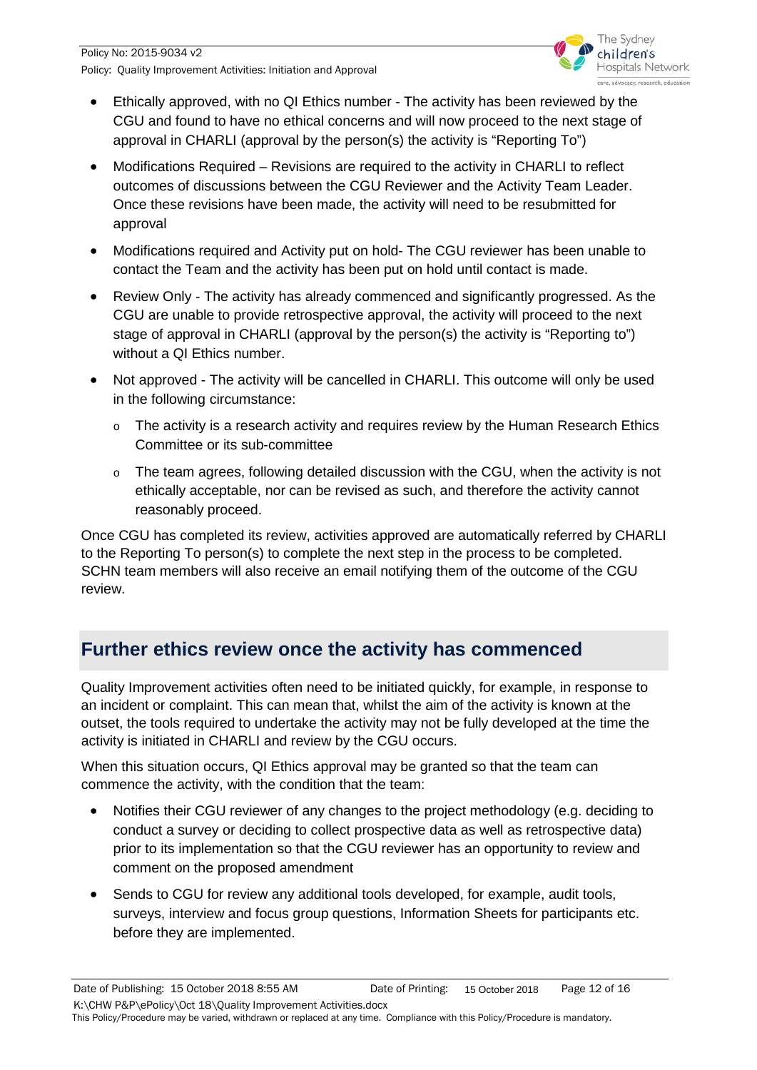- Ethically approved, with no QI Ethics number - The activity has been reviewed by the CGU and found to have no ethical concerns and will now proceed to the next stage of approval in CHARLI (approval by the person(s) the activity is "Reporting To")
- Modifications Required – Revisions are required to the activity in CHARLI to reflect outcomes of discussions between the CGU Reviewer and the Activity Team Leader. Once these revisions have been made, the activity will need to be resubmitted for approval
- Modifications required and Activity put on hold- The CGU reviewer has been unable to contact the Team and the activity has been put on hold until contact is made.
- Review Only - The activity has already commenced and significantly progressed. As the CGU are unable to provide retrospective approval, the activity will proceed to the next stage of approval in CHARLI (approval by the person(s) the activity is "Reporting to") without a QI Ethics number.
- Not approved - The activity will be cancelled in CHARLI. This outcome will only be used in the following circumstance:
  - The activity is a research activity and requires review by the Human Research Ethics Committee or its sub-committee
  - The team agrees, following detailed discussion with the CGU, when the activity is not ethically acceptable, nor can be revised as such, and therefore the activity cannot reasonably proceed.

Once CGU has completed its review, activities approved are automatically referred by CHARLI to the Reporting To person(s) to complete the next step in the process to be completed. SCHN team members will also receive an email notifying them of the outcome of the CGU review.

## Further ethics review once the activity has commenced

Quality Improvement activities often need to be initiated quickly, for example, in response to an incident or complaint. This can mean that, whilst the aim of the activity is known at the outset, the tools required to undertake the activity may not be fully developed at the time the activity is initiated in CHARLI and review by the CGU occurs.

When this situation occurs, QI Ethics approval may be granted so that the team can commence the activity, with the condition that the team:

- Notifies their CGU reviewer of any changes to the project methodology (e.g. deciding to conduct a survey or deciding to collect prospective data as well as retrospective data) prior to its implementation so that the CGU reviewer has an opportunity to review and comment on the proposed amendment
- Sends to CGU for review any additional tools developed, for example, audit tools, surveys, interview and focus group questions, Information Sheets for participants etc. before they are implemented.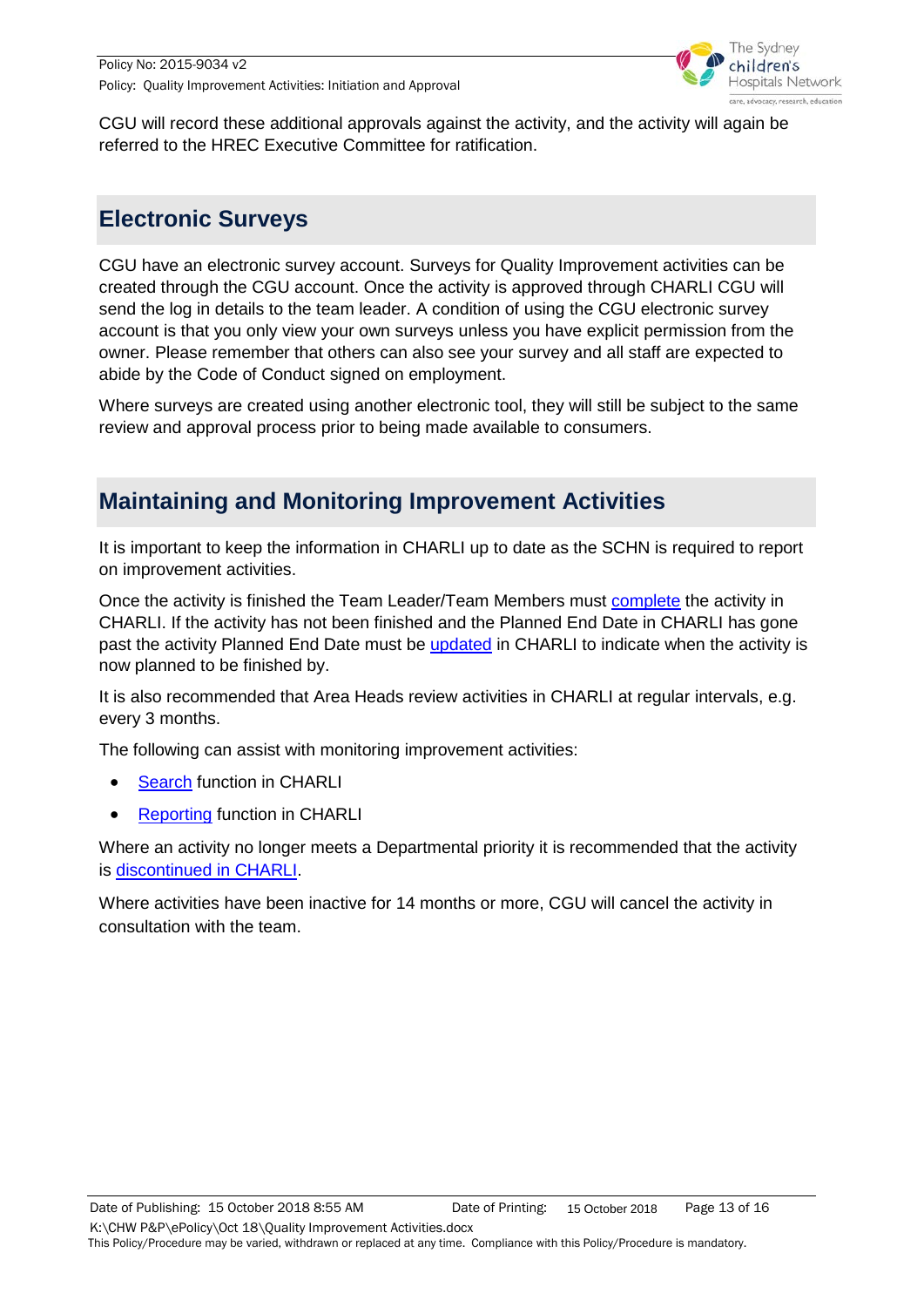CGU will record these additional approvals against the activity, and the activity will again be referred to the HREC Executive Committee for ratification.

## Electronic Surveys

CGU have an electronic survey account. Surveys for Quality Improvement activities can be created through the CGU account. Once the activity is approved through CHARLI CGU will send the log in details to the team leader. A condition of using the CGU electronic survey account is that you only view your own surveys unless you have explicit permission from the owner. Please remember that others can also see your survey and all staff are expected to abide by the Code of Conduct signed on employment.

Where surveys are created using another electronic tool, they will still be subject to the same review and approval process prior to being made available to consumers.

## Maintaining and Monitoring Improvement Activities

It is important to keep the information in CHARLI up to date as the SCHN is required to report on improvement activities.

Once the activity is finished the Team Leader/Team Members must complete the activity in CHARLI. If the activity has not been finished and the Planned End Date in CHARLI has gone past the activity Planned End Date must be updated in CHARLI to indicate when the activity is now planned to be finished by.

It is also recommended that Area Heads review activities in CHARLI at regular intervals, e.g. every 3 months.

The following can assist with monitoring improvement activities:

- Search function in CHARLI
- Reporting function in CHARLI

Where an activity no longer meets a Departmental priority it is recommended that the activity is discontinued in CHARLI.

Where activities have been inactive for 14 months or more, CGU will cancel the activity in consultation with the team.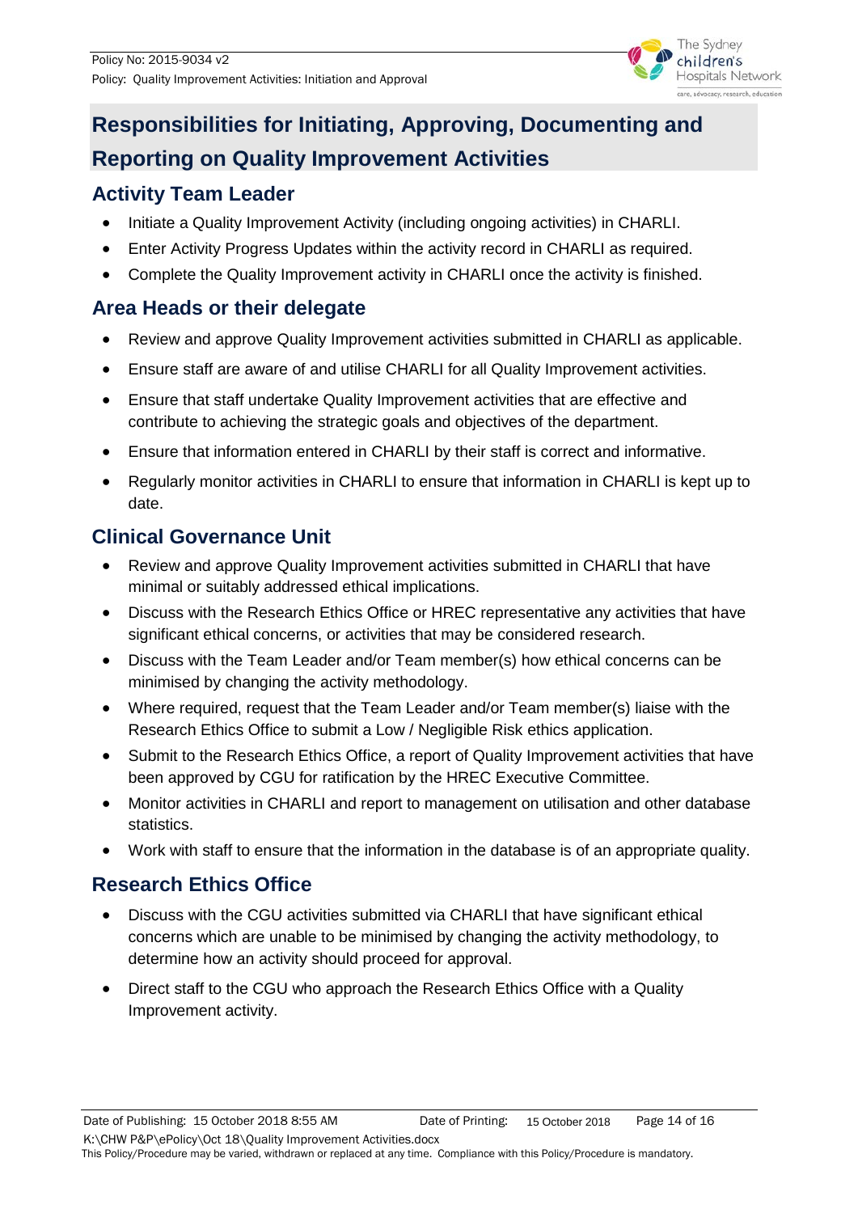## Responsibilities for Initiating, Approving, Documenting and Reporting on Quality Improvement Activities

### Activity Team Leader

- Initiate a Quality Improvement Activity (including ongoing activities) in CHARLI.
- Enter Activity Progress Updates within the activity record in CHARLI as required.
- Complete the Quality Improvement activity in CHARLI once the activity is finished.

### Area Heads or their delegate

- Review and approve Quality Improvement activities submitted in CHARLI as applicable.
- Ensure staff are aware of and utilise CHARLI for all Quality Improvement activities.
- Ensure that staff undertake Quality Improvement activities that are effective and contribute to achieving the strategic goals and objectives of the department.
- Ensure that information entered in CHARLI by their staff is correct and informative.
- Regularly monitor activities in CHARLI to ensure that information in CHARLI is kept up to date.

### Clinical Governance Unit

- Review and approve Quality Improvement activities submitted in CHARLI that have minimal or suitably addressed ethical implications.
- Discuss with the Research Ethics Office or HREC representative any activities that have significant ethical concerns, or activities that may be considered research.
- Discuss with the Team Leader and/or Team member(s) how ethical concerns can be minimised by changing the activity methodology.
- Where required, request that the Team Leader and/or Team member(s) liaise with the Research Ethics Office to submit a Low / Negligible Risk ethics application.
- Submit to the Research Ethics Office, a report of Quality Improvement activities that have been approved by CGU for ratification by the HREC Executive Committee.
- Monitor activities in CHARLI and report to management on utilisation and other database statistics.
- Work with staff to ensure that the information in the database is of an appropriate quality.

### Research Ethics Office

- Discuss with the CGU activities submitted via CHARLI that have significant ethical concerns which are unable to be minimised by changing the activity methodology, to determine how an activity should proceed for approval.
- Direct staff to the CGU who approach the Research Ethics Office with a Quality Improvement activity.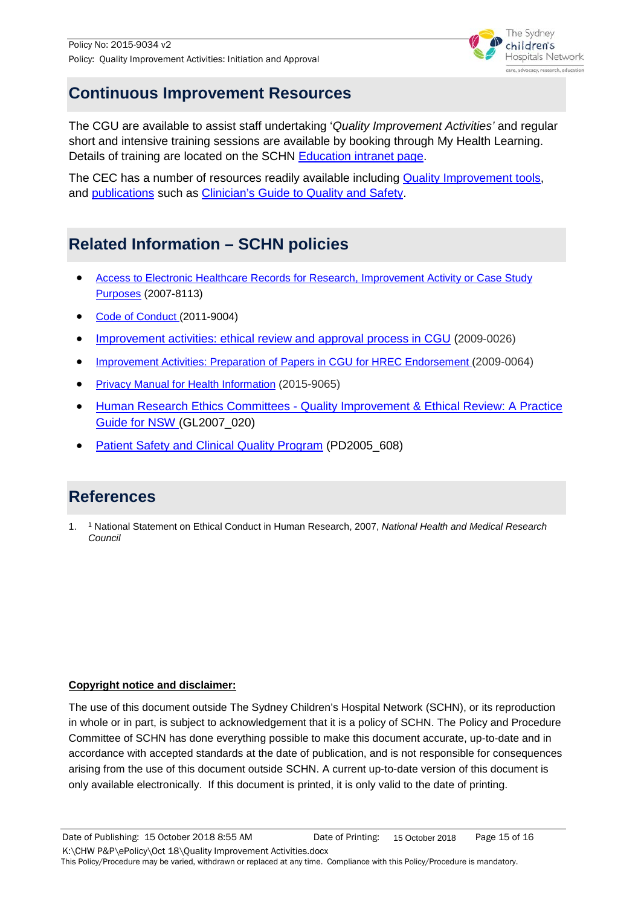## Continuous Improvement Resources

The CGU are available to assist staff undertaking '*Quality Improvement Activities'* and regular short and intensive training sessions are available by booking through My Health Learning. Details of training are located on the SCHN Education intranet page.

The CEC has a number of resources readily available including Quality Improvement tools, and publications such as Clinician's Guide to Quality and Safety.

## Related Information – SCHN policies

- Access to Electronic Healthcare Records for Research, Improvement Activity or Case Study Purposes (2007-8113)
- Code of Conduct (2011-9004)
- Improvement activities: ethical review and approval process in CGU (2009-0026)
- Improvement Activities: Preparation of Papers in CGU for HREC Endorsement (2009-0064)
- Privacy Manual for Health Information (2015-9065)
- Human Research Ethics Committees - Quality Improvement & Ethical Review: A Practice Guide for NSW (GL2007_020)
- Patient Safety and Clinical Quality Program (PD2005_608)

## References

1. [1] National Statement on Ethical Conduct in Human Research, 2007, *National Health and Medical Research Council*

**Copyright notice and disclaimer:**

The use of this document outside The Sydney Children's Hospital Network (SCHN), or its reproduction in whole or in part, is subject to acknowledgement that it is a policy of SCHN. The Policy and Procedure Committee of SCHN has done everything possible to make this document accurate, up-to-date and in accordance with accepted standards at the date of publication, and is not responsible for consequences arising from the use of this document outside SCHN. A current up-to-date version of this document is only available electronically. If this document is printed, it is only valid to the date of printing.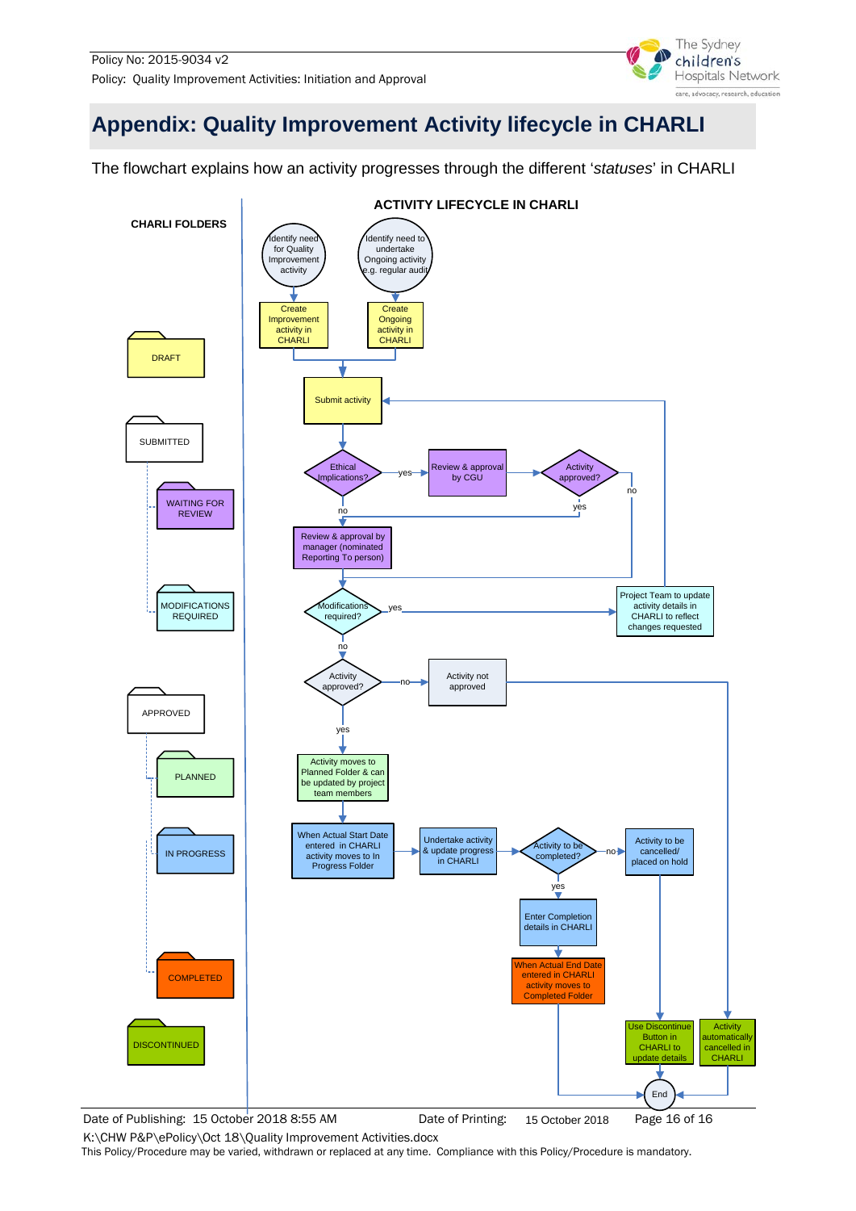# Appendix: Quality Improvement Activity lifecycle in CHARLI

The flowchart explains how an activity progresses through the different '*statuses*' in CHARLI

ACTIVITY LIFECYCLE IN CHARLI

CHARLI FOLDERS

DRAFT

SUBMITTED

WAITING FOR REVIEW

MODIFICATIONS REQUIRED

APPROVED

PLANNED

IN PROGRESS

COMPLETED

DISCONTINUED

Identify need for Quality Improvement activity

Identify need to undertake Ongoing activity e.g. regular audit

Create Improvement activity in CHARLI

Create Ongoing activity in CHARLI

Submit activity

Ethical Implications?

yes

Review & approval by CGU

Activity approved?

no

yes

no

Review & approval by manager (nominated Reporting To person)

Modifications required?

yes

Project Team to update activity details in CHARLI to reflect changes requested

no

Activity approved?

no

Activity not approved

yes

Activity moves to Planned Folder & can be updated by project team members

When Actual Start Date entered in CHARLI activity moves to In Progress Folder

Undertake activity & update progress in CHARLI

Activity to be completed?

no

Activity to be cancelled/ placed on hold

yes

Enter Completion details in CHARLI

When Actual End Date entered in CHARLI activity moves to Completed Folder

Use Discontinue Button in CHARLI to update details

Activity automatically cancelled in CHARLI

End